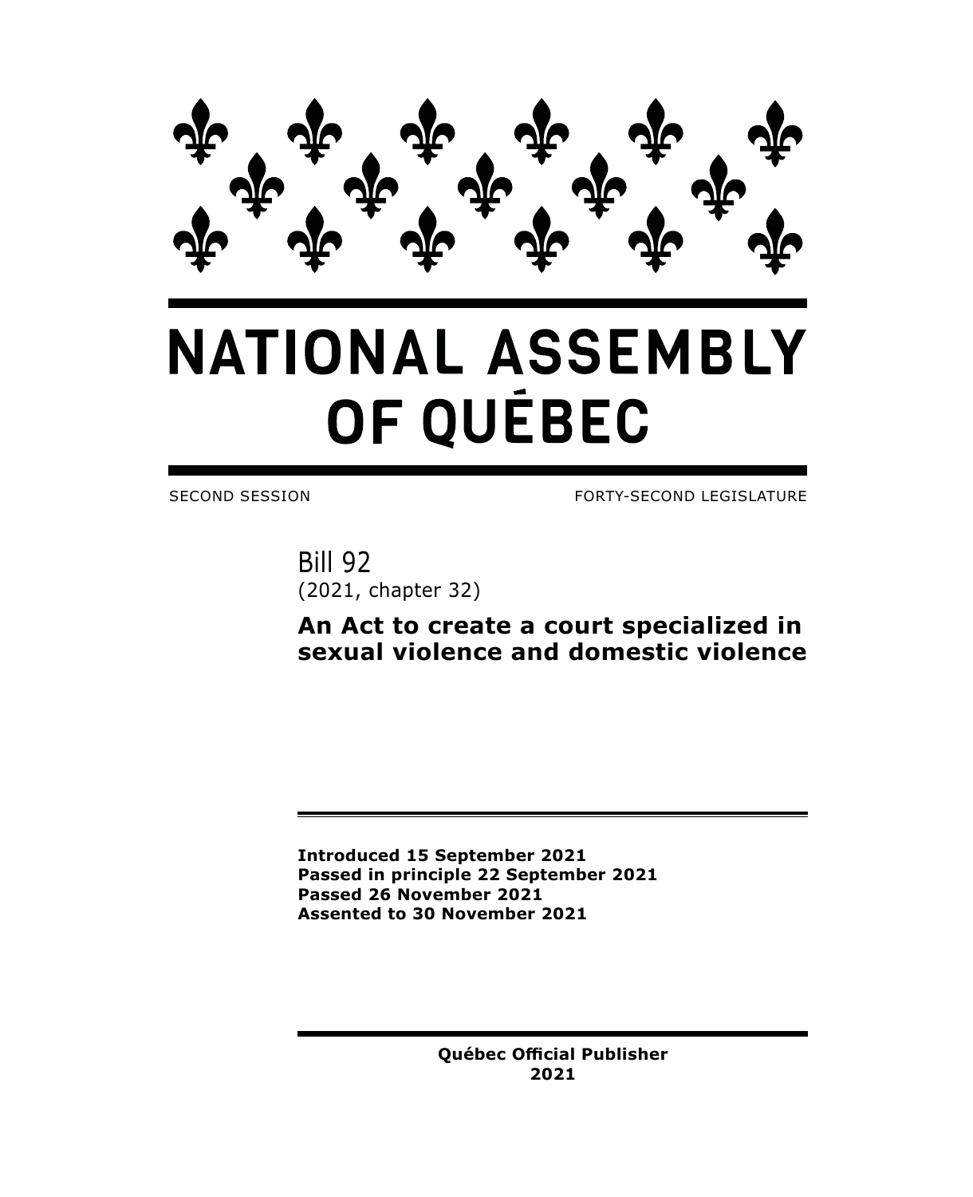# NATIONAL ASSEMBLY OF QUÉBEC

SECOND SESSION FORTY-SECOND LEGISLATURE

## Bill 92

(2021, chapter 32)

**An Act to create a court specialized in sexual violence and domestic violence**

**Introduced 15 September 2021**
**Passed in principle 22 September 2021**
**Passed 26 November 2021**
**Assented to 30 November 2021**

**Québec Official Publisher**
**2021**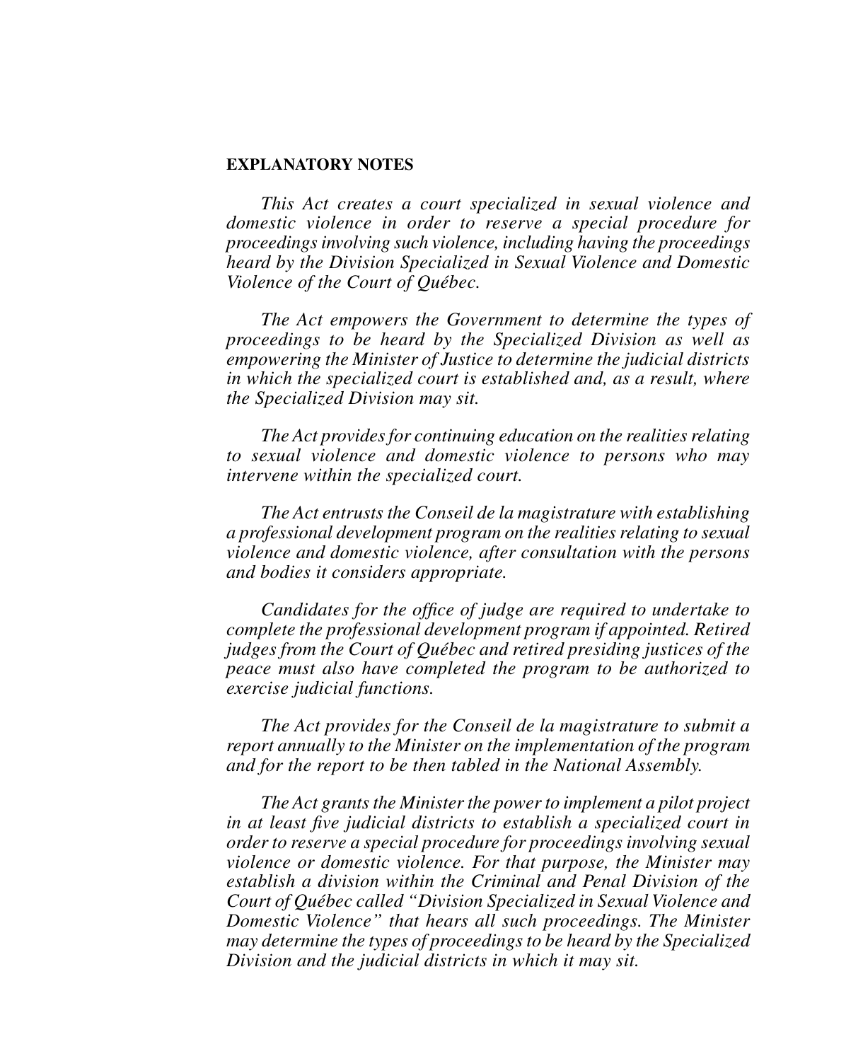**EXPLANATORY NOTES**

*This Act creates a court specialized in sexual violence and domestic violence in order to reserve a special procedure for proceedings involving such violence, including having the proceedings heard by the Division Specialized in Sexual Violence and Domestic Violence of the Court of Québec.*

*The Act empowers the Government to determine the types of proceedings to be heard by the Specialized Division as well as empowering the Minister of Justice to determine the judicial districts in which the specialized court is established and, as a result, where the Specialized Division may sit.*

*The Act provides for continuing education on the realities relating to sexual violence and domestic violence to persons who may intervene within the specialized court.*

*The Act entrusts the Conseil de la magistrature with establishing a professional development program on the realities relating to sexual violence and domestic violence, after consultation with the persons and bodies it considers appropriate.*

*Candidates for the office of judge are required to undertake to complete the professional development program if appointed. Retired judges from the Court of Québec and retired presiding justices of the peace must also have completed the program to be authorized to exercise judicial functions.*

*The Act provides for the Conseil de la magistrature to submit a report annually to the Minister on the implementation of the program and for the report to be then tabled in the National Assembly.*

*The Act grants the Minister the power to implement a pilot project in at least five judicial districts to establish a specialized court in order to reserve a special procedure for proceedings involving sexual violence or domestic violence. For that purpose, the Minister may establish a division within the Criminal and Penal Division of the Court of Québec called "Division Specialized in Sexual Violence and Domestic Violence" that hears all such proceedings. The Minister may determine the types of proceedings to be heard by the Specialized Division and the judicial districts in which it may sit.*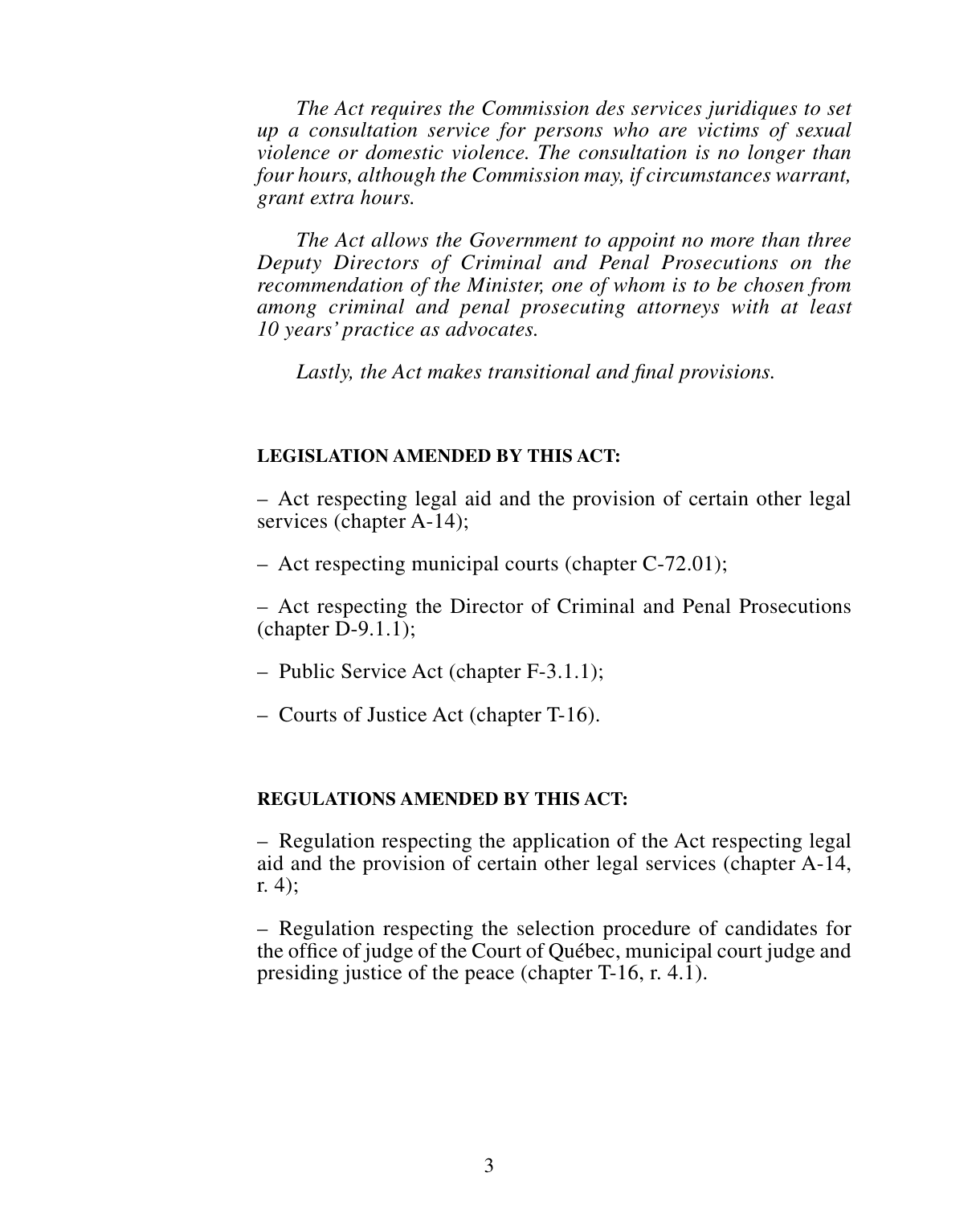*The Act requires the Commission des services juridiques to set up a consultation service for persons who are victims of sexual violence or domestic violence. The consultation is no longer than four hours, although the Commission may, if circumstances warrant, grant extra hours.*

*The Act allows the Government to appoint no more than three Deputy Directors of Criminal and Penal Prosecutions on the recommendation of the Minister, one of whom is to be chosen from among criminal and penal prosecuting attorneys with at least 10 years' practice as advocates.*

*Lastly, the Act makes transitional and final provisions.*

**LEGISLATION AMENDED BY THIS ACT:**

– Act respecting legal aid and the provision of certain other legal services (chapter A-14);

– Act respecting municipal courts (chapter C-72.01);

– Act respecting the Director of Criminal and Penal Prosecutions (chapter D-9.1.1);

– Public Service Act (chapter F-3.1.1);

– Courts of Justice Act (chapter T-16).

**REGULATIONS AMENDED BY THIS ACT:**

– Regulation respecting the application of the Act respecting legal aid and the provision of certain other legal services (chapter A-14, r. 4);

– Regulation respecting the selection procedure of candidates for the office of judge of the Court of Québec, municipal court judge and presiding justice of the peace (chapter T-16, r. 4.1).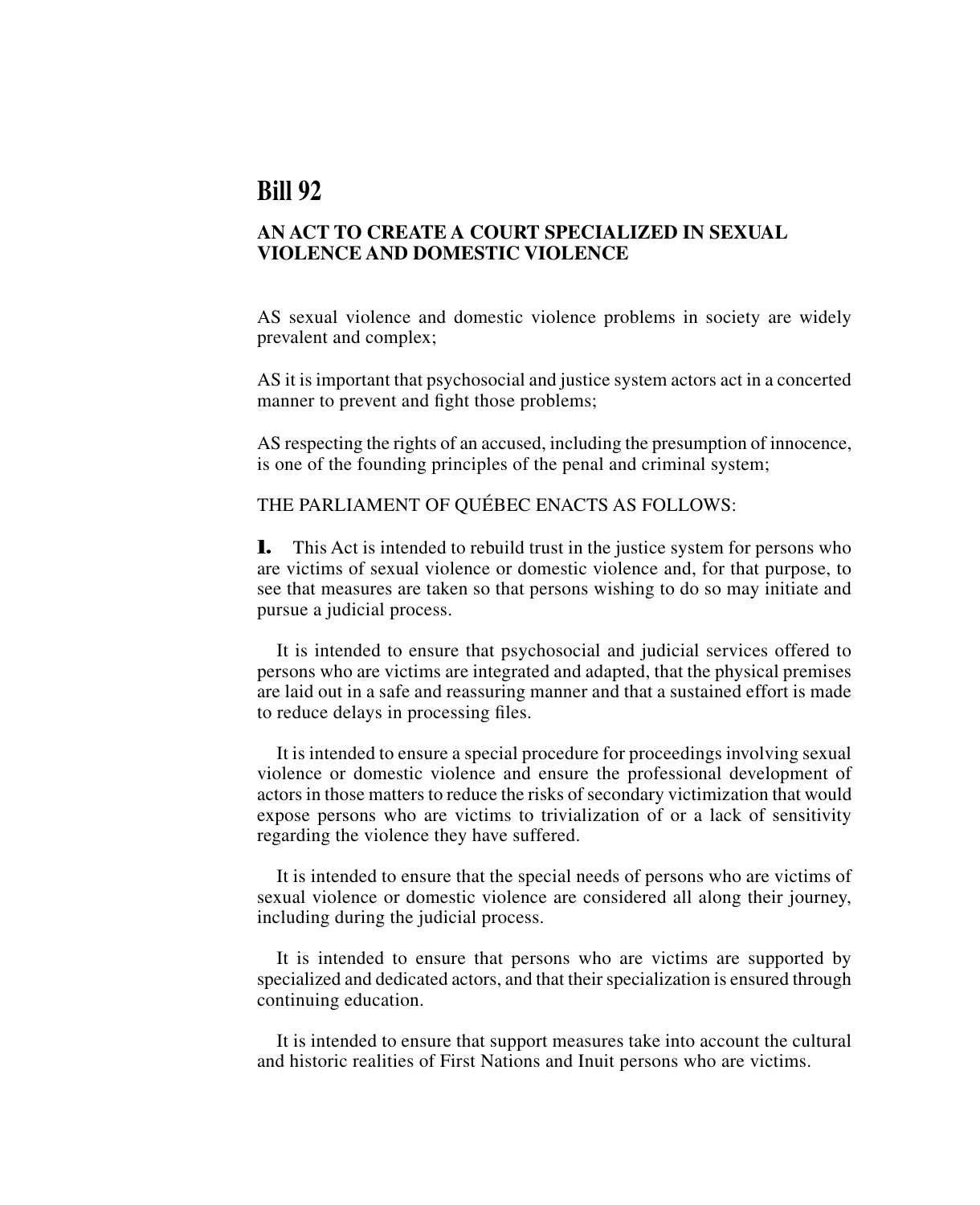# Bill 92

## AN ACT TO CREATE A COURT SPECIALIZED IN SEXUAL VIOLENCE AND DOMESTIC VIOLENCE

AS sexual violence and domestic violence problems in society are widely prevalent and complex;

AS it is important that psychosocial and justice system actors act in a concerted manner to prevent and fight those problems;

AS respecting the rights of an accused, including the presumption of innocence, is one of the founding principles of the penal and criminal system;

THE PARLIAMENT OF QUÉBEC ENACTS AS FOLLOWS:

**1.** This Act is intended to rebuild trust in the justice system for persons who are victims of sexual violence or domestic violence and, for that purpose, to see that measures are taken so that persons wishing to do so may initiate and pursue a judicial process.

It is intended to ensure that psychosocial and judicial services offered to persons who are victims are integrated and adapted, that the physical premises are laid out in a safe and reassuring manner and that a sustained effort is made to reduce delays in processing files.

It is intended to ensure a special procedure for proceedings involving sexual violence or domestic violence and ensure the professional development of actors in those matters to reduce the risks of secondary victimization that would expose persons who are victims to trivialization of or a lack of sensitivity regarding the violence they have suffered.

It is intended to ensure that the special needs of persons who are victims of sexual violence or domestic violence are considered all along their journey, including during the judicial process.

It is intended to ensure that persons who are victims are supported by specialized and dedicated actors, and that their specialization is ensured through continuing education.

It is intended to ensure that support measures take into account the cultural and historic realities of First Nations and Inuit persons who are victims.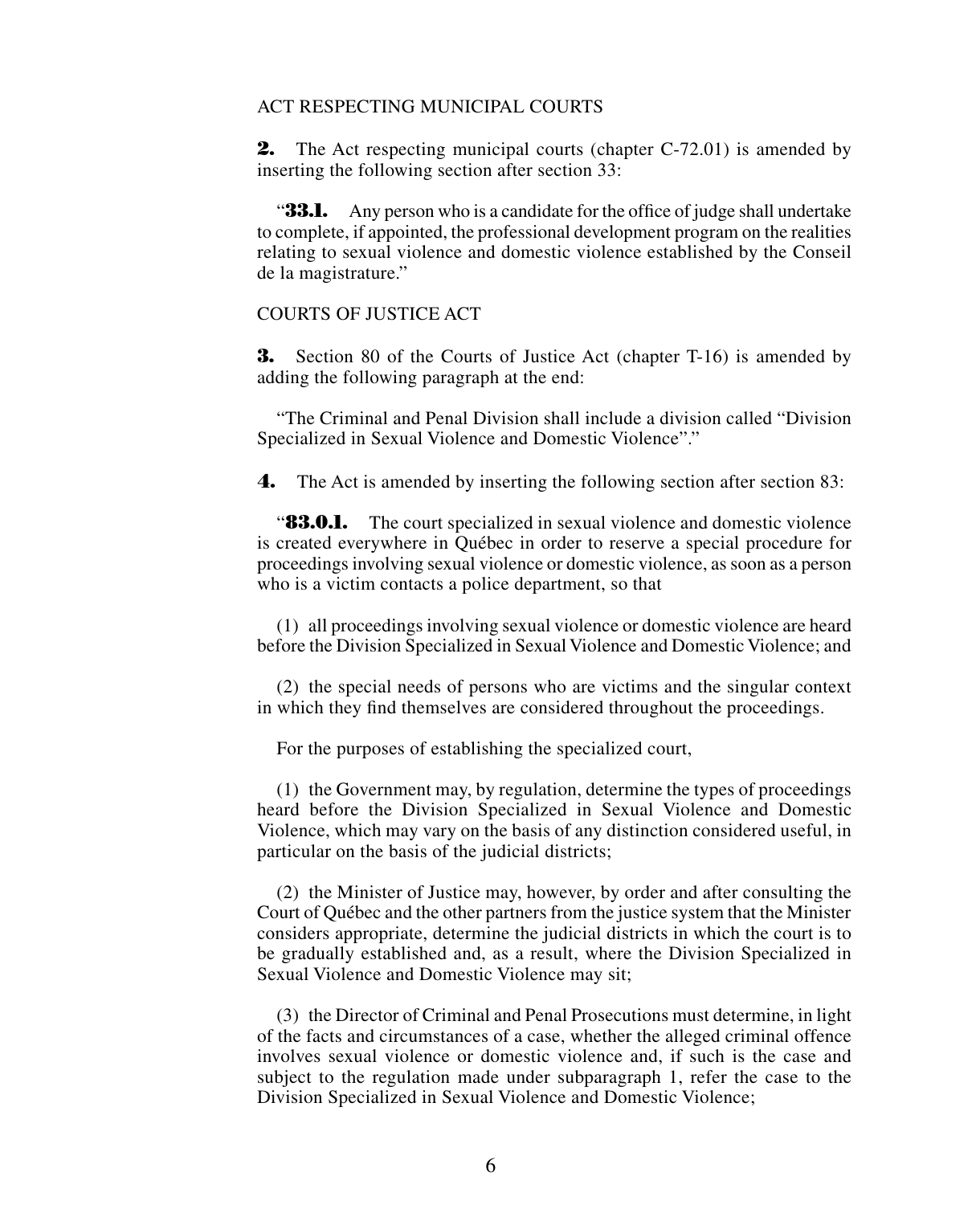ACT RESPECTING MUNICIPAL COURTS

**2.** The Act respecting municipal courts (chapter C-72.01) is amended by inserting the following section after section 33:

"**33.1.** Any person who is a candidate for the office of judge shall undertake to complete, if appointed, the professional development program on the realities relating to sexual violence and domestic violence established by the Conseil de la magistrature."

COURTS OF JUSTICE ACT

**3.** Section 80 of the Courts of Justice Act (chapter T-16) is amended by adding the following paragraph at the end:

"The Criminal and Penal Division shall include a division called "Division Specialized in Sexual Violence and Domestic Violence"."

**4.** The Act is amended by inserting the following section after section 83:

"**83.0.1.** The court specialized in sexual violence and domestic violence is created everywhere in Québec in order to reserve a special procedure for proceedings involving sexual violence or domestic violence, as soon as a person who is a victim contacts a police department, so that

(1) all proceedings involving sexual violence or domestic violence are heard before the Division Specialized in Sexual Violence and Domestic Violence; and

(2) the special needs of persons who are victims and the singular context in which they find themselves are considered throughout the proceedings.

For the purposes of establishing the specialized court,

(1) the Government may, by regulation, determine the types of proceedings heard before the Division Specialized in Sexual Violence and Domestic Violence, which may vary on the basis of any distinction considered useful, in particular on the basis of the judicial districts;

(2) the Minister of Justice may, however, by order and after consulting the Court of Québec and the other partners from the justice system that the Minister considers appropriate, determine the judicial districts in which the court is to be gradually established and, as a result, where the Division Specialized in Sexual Violence and Domestic Violence may sit;

(3) the Director of Criminal and Penal Prosecutions must determine, in light of the facts and circumstances of a case, whether the alleged criminal offence involves sexual violence or domestic violence and, if such is the case and subject to the regulation made under subparagraph 1, refer the case to the Division Specialized in Sexual Violence and Domestic Violence;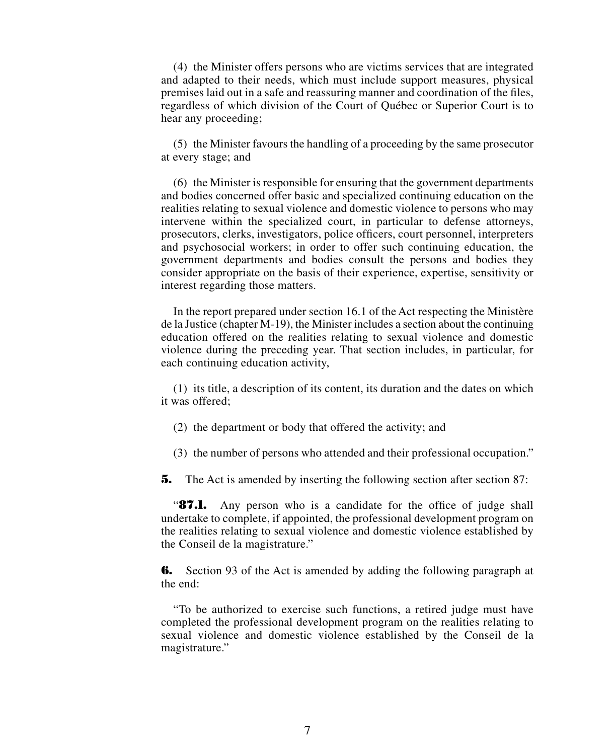(4) the Minister offers persons who are victims services that are integrated and adapted to their needs, which must include support measures, physical premises laid out in a safe and reassuring manner and coordination of the files, regardless of which division of the Court of Québec or Superior Court is to hear any proceeding;

(5) the Minister favours the handling of a proceeding by the same prosecutor at every stage; and

(6) the Minister is responsible for ensuring that the government departments and bodies concerned offer basic and specialized continuing education on the realities relating to sexual violence and domestic violence to persons who may intervene within the specialized court, in particular to defense attorneys, prosecutors, clerks, investigators, police officers, court personnel, interpreters and psychosocial workers; in order to offer such continuing education, the government departments and bodies consult the persons and bodies they consider appropriate on the basis of their experience, expertise, sensitivity or interest regarding those matters.

In the report prepared under section 16.1 of the Act respecting the Ministère de la Justice (chapter M-19), the Minister includes a section about the continuing education offered on the realities relating to sexual violence and domestic violence during the preceding year. That section includes, in particular, for each continuing education activity,

(1) its title, a description of its content, its duration and the dates on which it was offered;

(2) the department or body that offered the activity; and

(3) the number of persons who attended and their professional occupation."

**5.** The Act is amended by inserting the following section after section 87:

"**87.1.** Any person who is a candidate for the office of judge shall undertake to complete, if appointed, the professional development program on the realities relating to sexual violence and domestic violence established by the Conseil de la magistrature."

**6.** Section 93 of the Act is amended by adding the following paragraph at the end:

"To be authorized to exercise such functions, a retired judge must have completed the professional development program on the realities relating to sexual violence and domestic violence established by the Conseil de la magistrature."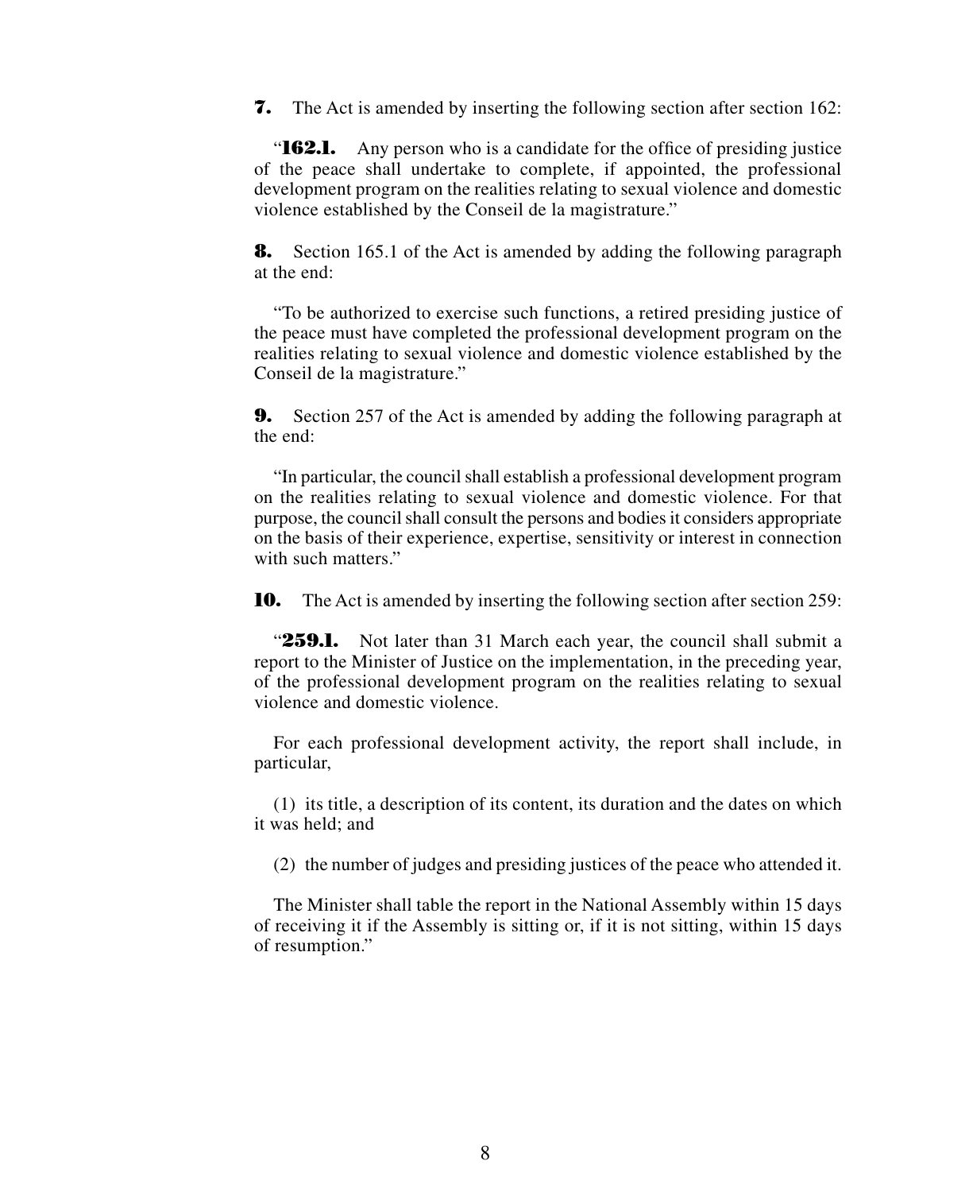**7.** The Act is amended by inserting the following section after section 162:

"**162.1.** Any person who is a candidate for the office of presiding justice of the peace shall undertake to complete, if appointed, the professional development program on the realities relating to sexual violence and domestic violence established by the Conseil de la magistrature."

**8.** Section 165.1 of the Act is amended by adding the following paragraph at the end:

"To be authorized to exercise such functions, a retired presiding justice of the peace must have completed the professional development program on the realities relating to sexual violence and domestic violence established by the Conseil de la magistrature."

**9.** Section 257 of the Act is amended by adding the following paragraph at the end:

"In particular, the council shall establish a professional development program on the realities relating to sexual violence and domestic violence. For that purpose, the council shall consult the persons and bodies it considers appropriate on the basis of their experience, expertise, sensitivity or interest in connection with such matters."

**10.** The Act is amended by inserting the following section after section 259:

"**259.1.** Not later than 31 March each year, the council shall submit a report to the Minister of Justice on the implementation, in the preceding year, of the professional development program on the realities relating to sexual violence and domestic violence.

For each professional development activity, the report shall include, in particular,

(1) its title, a description of its content, its duration and the dates on which it was held; and

(2) the number of judges and presiding justices of the peace who attended it.

The Minister shall table the report in the National Assembly within 15 days of receiving it if the Assembly is sitting or, if it is not sitting, within 15 days of resumption."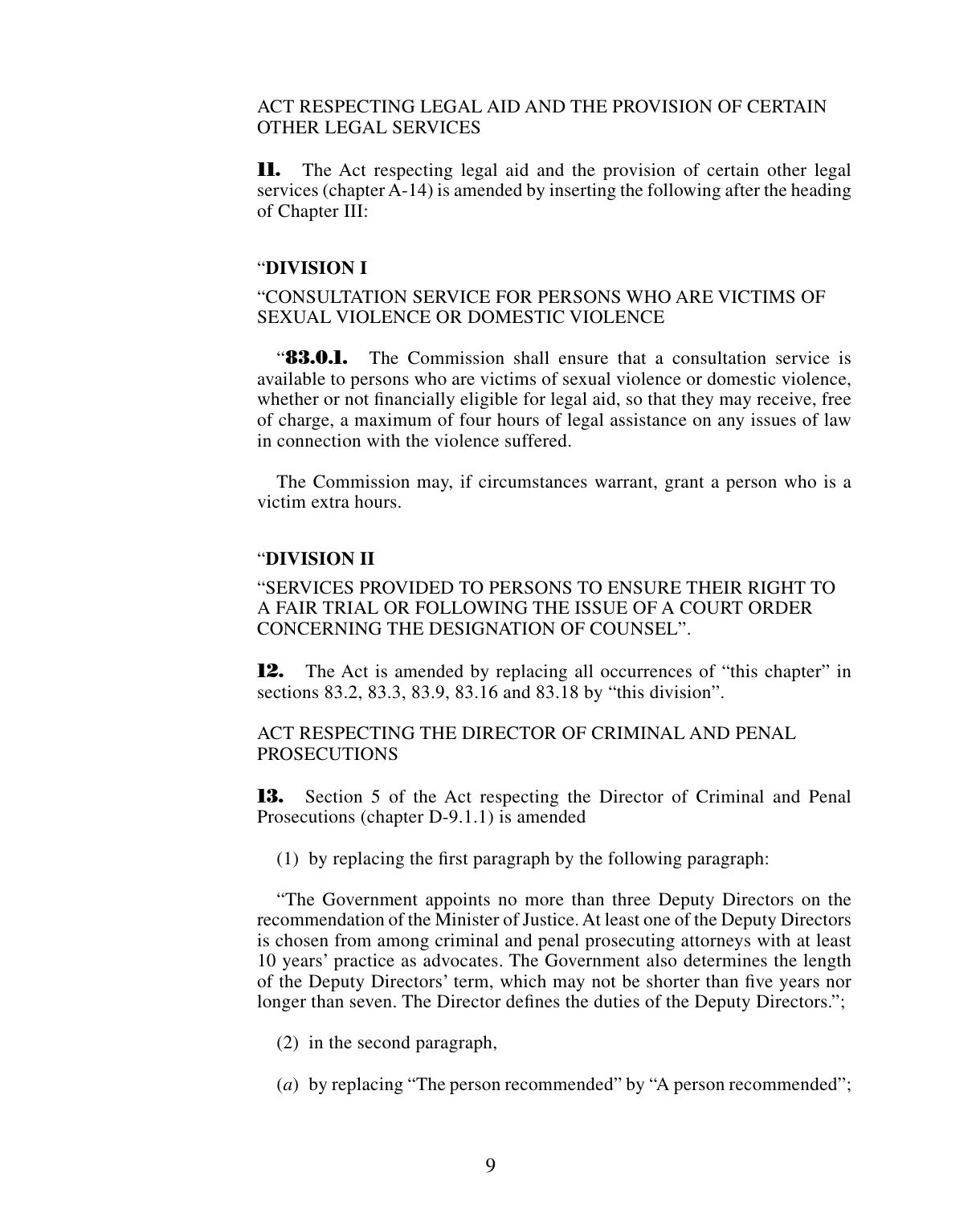ACT RESPECTING LEGAL AID AND THE PROVISION OF CERTAIN OTHER LEGAL SERVICES

**11.** The Act respecting legal aid and the provision of certain other legal services (chapter A-14) is amended by inserting the following after the heading of Chapter III:

"**DIVISION I**

"CONSULTATION SERVICE FOR PERSONS WHO ARE VICTIMS OF SEXUAL VIOLENCE OR DOMESTIC VIOLENCE

"**83.0.1.** The Commission shall ensure that a consultation service is available to persons who are victims of sexual violence or domestic violence, whether or not financially eligible for legal aid, so that they may receive, free of charge, a maximum of four hours of legal assistance on any issues of law in connection with the violence suffered.

The Commission may, if circumstances warrant, grant a person who is a victim extra hours.

"**DIVISION II**

"SERVICES PROVIDED TO PERSONS TO ENSURE THEIR RIGHT TO A FAIR TRIAL OR FOLLOWING THE ISSUE OF A COURT ORDER CONCERNING THE DESIGNATION OF COUNSEL".

**12.** The Act is amended by replacing all occurrences of "this chapter" in sections 83.2, 83.3, 83.9, 83.16 and 83.18 by "this division".

ACT RESPECTING THE DIRECTOR OF CRIMINAL AND PENAL PROSECUTIONS

**13.** Section 5 of the Act respecting the Director of Criminal and Penal Prosecutions (chapter D-9.1.1) is amended

(1) by replacing the first paragraph by the following paragraph:

"The Government appoints no more than three Deputy Directors on the recommendation of the Minister of Justice. At least one of the Deputy Directors is chosen from among criminal and penal prosecuting attorneys with at least 10 years' practice as advocates. The Government also determines the length of the Deputy Directors' term, which may not be shorter than five years nor longer than seven. The Director defines the duties of the Deputy Directors.";

(2) in the second paragraph,

(*a*) by replacing "The person recommended" by "A person recommended";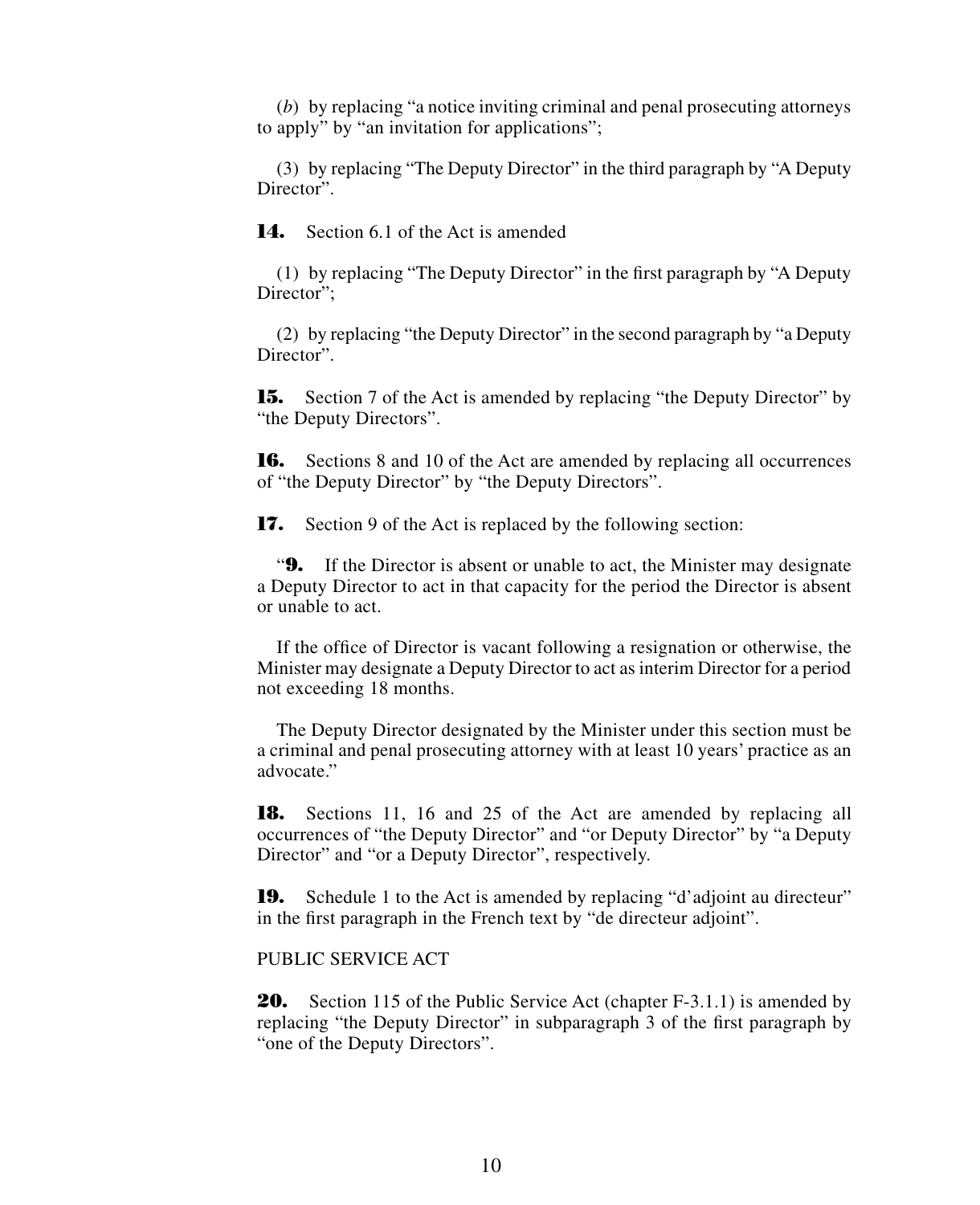(*b*) by replacing "a notice inviting criminal and penal prosecuting attorneys to apply" by "an invitation for applications";

(3) by replacing "The Deputy Director" in the third paragraph by "A Deputy Director".

**14.** Section 6.1 of the Act is amended

(1) by replacing "The Deputy Director" in the first paragraph by "A Deputy Director";

(2) by replacing "the Deputy Director" in the second paragraph by "a Deputy Director".

**15.** Section 7 of the Act is amended by replacing "the Deputy Director" by "the Deputy Directors".

**16.** Sections 8 and 10 of the Act are amended by replacing all occurrences of "the Deputy Director" by "the Deputy Directors".

**17.** Section 9 of the Act is replaced by the following section:

"**9.** If the Director is absent or unable to act, the Minister may designate a Deputy Director to act in that capacity for the period the Director is absent or unable to act.

If the office of Director is vacant following a resignation or otherwise, the Minister may designate a Deputy Director to act as interim Director for a period not exceeding 18 months.

The Deputy Director designated by the Minister under this section must be a criminal and penal prosecuting attorney with at least 10 years' practice as an advocate."

**18.** Sections 11, 16 and 25 of the Act are amended by replacing all occurrences of "the Deputy Director" and "or Deputy Director" by "a Deputy Director" and "or a Deputy Director", respectively.

**19.** Schedule 1 to the Act is amended by replacing "d'adjoint au directeur" in the first paragraph in the French text by "de directeur adjoint".

PUBLIC SERVICE ACT

**20.** Section 115 of the Public Service Act (chapter F-3.1.1) is amended by replacing "the Deputy Director" in subparagraph 3 of the first paragraph by "one of the Deputy Directors".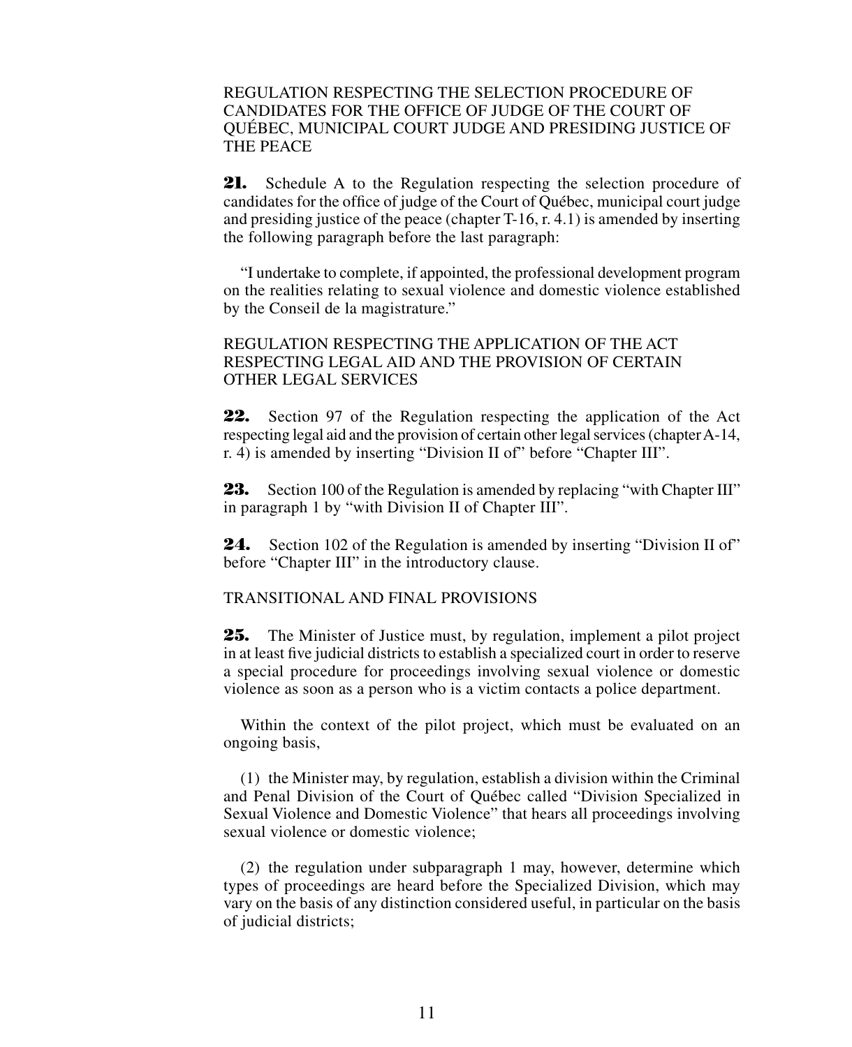REGULATION RESPECTING THE SELECTION PROCEDURE OF CANDIDATES FOR THE OFFICE OF JUDGE OF THE COURT OF QUÉBEC, MUNICIPAL COURT JUDGE AND PRESIDING JUSTICE OF THE PEACE

**21.** Schedule A to the Regulation respecting the selection procedure of candidates for the office of judge of the Court of Québec, municipal court judge and presiding justice of the peace (chapter T-16, r. 4.1) is amended by inserting the following paragraph before the last paragraph:

"I undertake to complete, if appointed, the professional development program on the realities relating to sexual violence and domestic violence established by the Conseil de la magistrature."

REGULATION RESPECTING THE APPLICATION OF THE ACT RESPECTING LEGAL AID AND THE PROVISION OF CERTAIN OTHER LEGAL SERVICES

**22.** Section 97 of the Regulation respecting the application of the Act respecting legal aid and the provision of certain other legal services (chapter A-14, r. 4) is amended by inserting "Division II of" before "Chapter III".

**23.** Section 100 of the Regulation is amended by replacing "with Chapter III" in paragraph 1 by "with Division II of Chapter III".

**24.** Section 102 of the Regulation is amended by inserting "Division II of" before "Chapter III" in the introductory clause.

TRANSITIONAL AND FINAL PROVISIONS

**25.** The Minister of Justice must, by regulation, implement a pilot project in at least five judicial districts to establish a specialized court in order to reserve a special procedure for proceedings involving sexual violence or domestic violence as soon as a person who is a victim contacts a police department.

Within the context of the pilot project, which must be evaluated on an ongoing basis,

(1) the Minister may, by regulation, establish a division within the Criminal and Penal Division of the Court of Québec called "Division Specialized in Sexual Violence and Domestic Violence" that hears all proceedings involving sexual violence or domestic violence;

(2) the regulation under subparagraph 1 may, however, determine which types of proceedings are heard before the Specialized Division, which may vary on the basis of any distinction considered useful, in particular on the basis of judicial districts;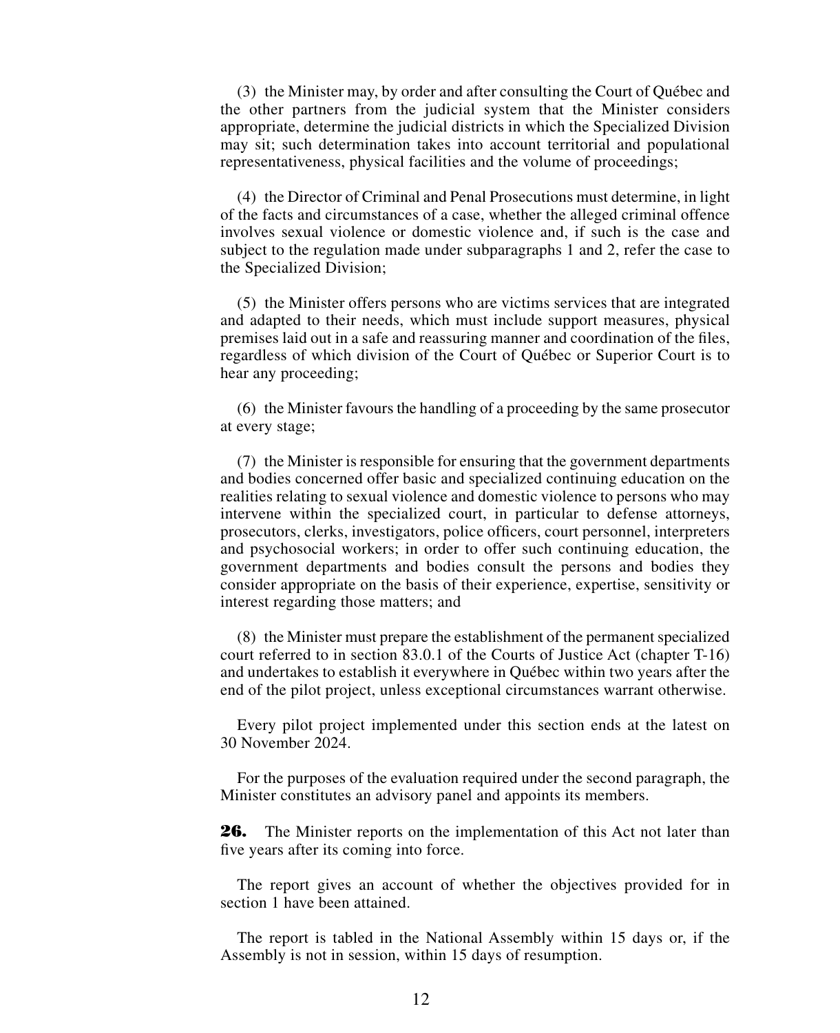(3) the Minister may, by order and after consulting the Court of Québec and the other partners from the judicial system that the Minister considers appropriate, determine the judicial districts in which the Specialized Division may sit; such determination takes into account territorial and populational representativeness, physical facilities and the volume of proceedings;

(4) the Director of Criminal and Penal Prosecutions must determine, in light of the facts and circumstances of a case, whether the alleged criminal offence involves sexual violence or domestic violence and, if such is the case and subject to the regulation made under subparagraphs 1 and 2, refer the case to the Specialized Division;

(5) the Minister offers persons who are victims services that are integrated and adapted to their needs, which must include support measures, physical premises laid out in a safe and reassuring manner and coordination of the files, regardless of which division of the Court of Québec or Superior Court is to hear any proceeding;

(6) the Minister favours the handling of a proceeding by the same prosecutor at every stage;

(7) the Minister is responsible for ensuring that the government departments and bodies concerned offer basic and specialized continuing education on the realities relating to sexual violence and domestic violence to persons who may intervene within the specialized court, in particular to defense attorneys, prosecutors, clerks, investigators, police officers, court personnel, interpreters and psychosocial workers; in order to offer such continuing education, the government departments and bodies consult the persons and bodies they consider appropriate on the basis of their experience, expertise, sensitivity or interest regarding those matters; and

(8) the Minister must prepare the establishment of the permanent specialized court referred to in section 83.0.1 of the Courts of Justice Act (chapter T-16) and undertakes to establish it everywhere in Québec within two years after the end of the pilot project, unless exceptional circumstances warrant otherwise.

Every pilot project implemented under this section ends at the latest on 30 November 2024.

For the purposes of the evaluation required under the second paragraph, the Minister constitutes an advisory panel and appoints its members.

**26.** The Minister reports on the implementation of this Act not later than five years after its coming into force.

The report gives an account of whether the objectives provided for in section 1 have been attained.

The report is tabled in the National Assembly within 15 days or, if the Assembly is not in session, within 15 days of resumption.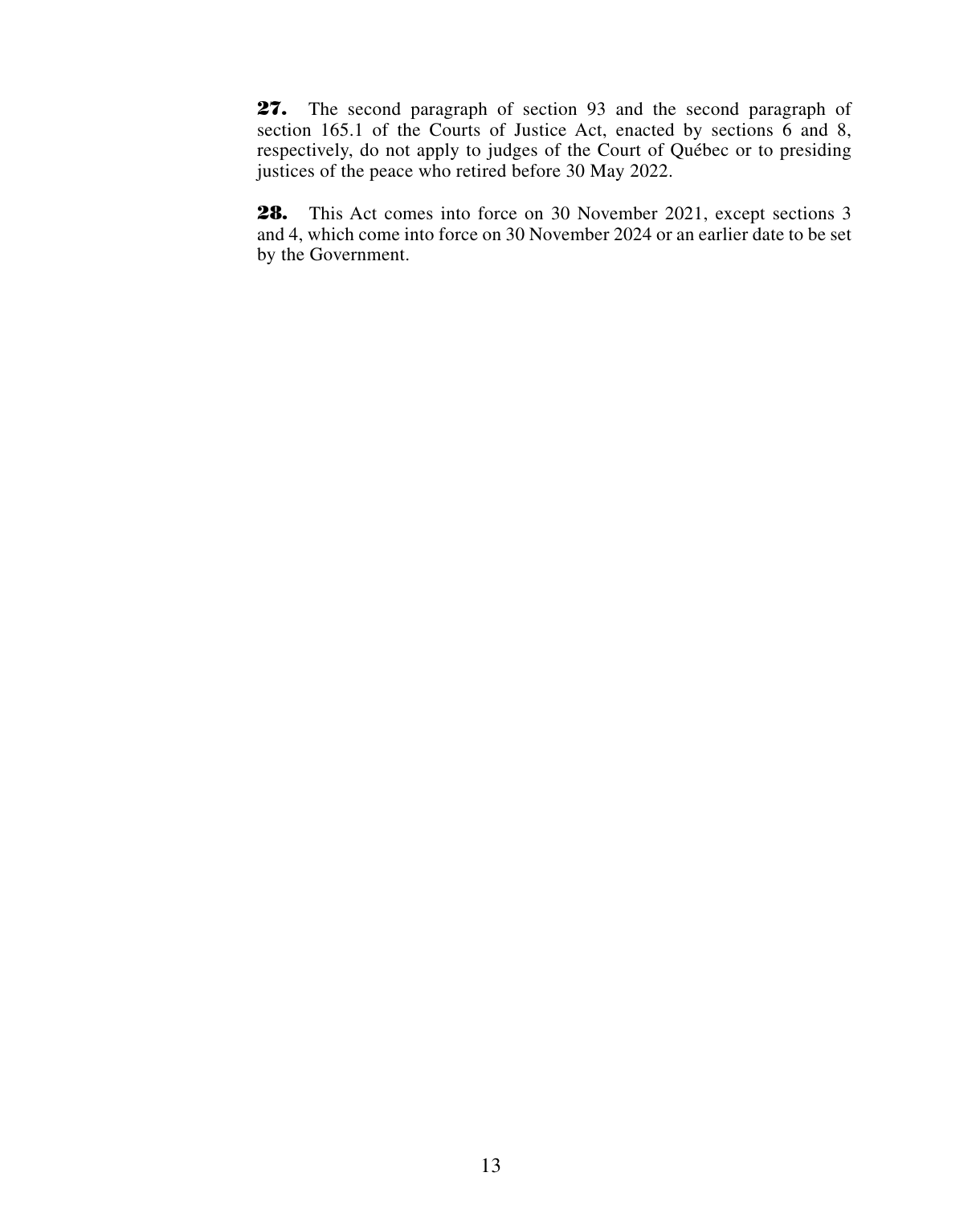**27.** The second paragraph of section 93 and the second paragraph of section 165.1 of the Courts of Justice Act, enacted by sections 6 and 8, respectively, do not apply to judges of the Court of Québec or to presiding justices of the peace who retired before 30 May 2022.

**28.** This Act comes into force on 30 November 2021, except sections 3 and 4, which come into force on 30 November 2024 or an earlier date to be set by the Government.